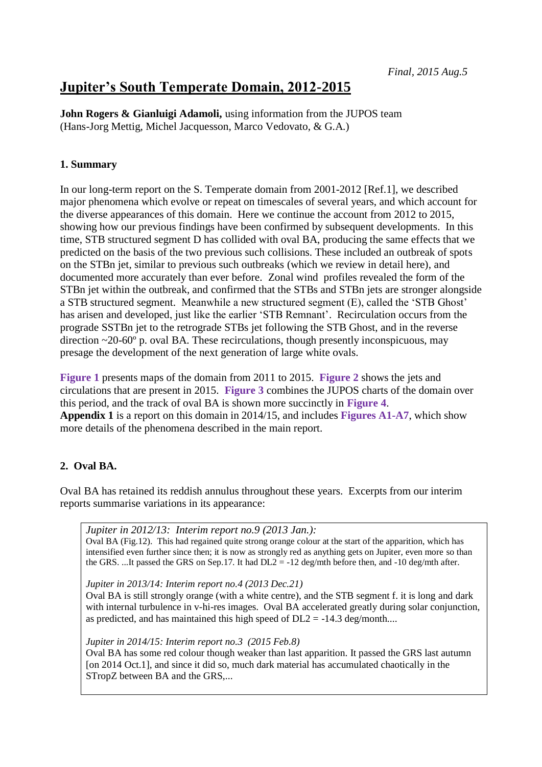*Final, 2015 Aug.5*

# Jupiter's South Temperate Domain, 2012-2015

**John Rogers & Gianluigi Adamoli,** using information from the JUPOS team
(Hans-Jorg Mettig, Michel Jacquesson, Marco Vedovato, & G.A.)

### 1. Summary

In our long-term report on the S. Temperate domain from 2001-2012 [Ref.1], we described major phenomena which evolve or repeat on timescales of several years, and which account for the diverse appearances of this domain. Here we continue the account from 2012 to 2015, showing how our previous findings have been confirmed by subsequent developments. In this time, STB structured segment D has collided with oval BA, producing the same effects that we predicted on the basis of the two previous such collisions. These included an outbreak of spots on the STBn jet, similar to previous such outbreaks (which we review in detail here), and documented more accurately than ever before. Zonal wind profiles revealed the form of the STBn jet within the outbreak, and confirmed that the STBs and STBn jets are stronger alongside a STB structured segment. Meanwhile a new structured segment (E), called the 'STB Ghost' has arisen and developed, just like the earlier 'STB Remnant'. Recirculation occurs from the prograde SSTBn jet to the retrograde STBs jet following the STB Ghost, and in the reverse direction ~20-60° p. oval BA. These recirculations, though presently inconspicuous, may presage the development of the next generation of large white ovals.

**Figure 1** presents maps of the domain from 2011 to 2015. **Figure 2** shows the jets and circulations that are present in 2015. **Figure 3** combines the JUPOS charts of the domain over this period, and the track of oval BA is shown more succinctly in **Figure 4**.
**Appendix 1** is a report on this domain in 2014/15, and includes **Figures A1-A7**, which show more details of the phenomena described in the main report.

### 2. Oval BA.

Oval BA has retained its reddish annulus throughout these years. Excerpts from our interim reports summarise variations in its appearance:

> *Jupiter in 2012/13: Interim report no.9 (2013 Jan.):*
> Oval BA (Fig.12). This had regained quite strong orange colour at the start of the apparition, which has intensified even further since then; it is now as strongly red as anything gets on Jupiter, even more so than the GRS. ...It passed the GRS on Sep.17. It had DL2 = -12 deg/mth before then, and -10 deg/mth after.
>
> *Jupiter in 2013/14: Interim report no.4 (2013 Dec.21)*
> Oval BA is still strongly orange (with a white centre), and the STB segment f. it is long and dark with internal turbulence in v-hi-res images. Oval BA accelerated greatly during solar conjunction, as predicted, and has maintained this high speed of DL2 = -14.3 deg/month....
>
> *Jupiter in 2014/15: Interim report no.3 (2015 Feb.8)*
> Oval BA has some red colour though weaker than last apparition. It passed the GRS last autumn [on 2014 Oct.1], and since it did so, much dark material has accumulated chaotically in the STropZ between BA and the GRS,...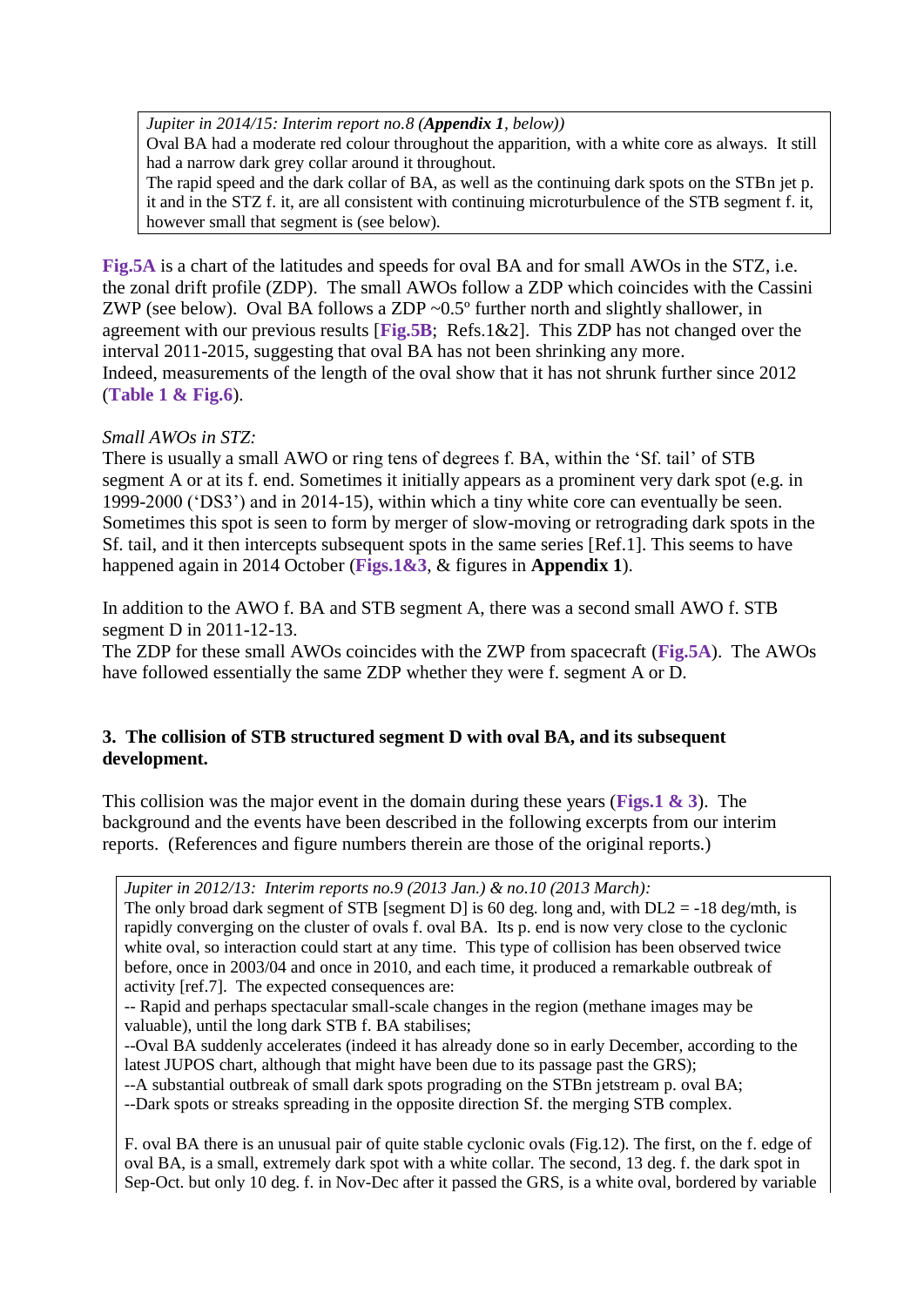> *Jupiter in 2014/15: Interim report no.8 (**Appendix 1**, below))*
> Oval BA had a moderate red colour throughout the apparition, with a white core as always. It still had a narrow dark grey collar around it throughout.
> The rapid speed and the dark collar of BA, as well as the continuing dark spots on the STBn jet p. it and in the STZ f. it, are all consistent with continuing microturbulence of the STB segment f. it, however small that segment is (see below).

**Fig.5A** is a chart of the latitudes and speeds for oval BA and for small AWOs in the STZ, i.e. the zonal drift profile (ZDP). The small AWOs follow a ZDP which coincides with the Cassini ZWP (see below). Oval BA follows a ZDP ~0.5º further north and slightly shallower, in agreement with our previous results [**Fig.5B**; Refs.1&2]. This ZDP has not changed over the interval 2011-2015, suggesting that oval BA has not been shrinking any more.
Indeed, measurements of the length of the oval show that it has not shrunk further since 2012 (**Table 1 & Fig.6**).

*Small AWOs in STZ:*
There is usually a small AWO or ring tens of degrees f. BA, within the 'Sf. tail' of STB segment A or at its f. end. Sometimes it initially appears as a prominent very dark spot (e.g. in 1999-2000 ('DS3') and in 2014-15), within which a tiny white core can eventually be seen. Sometimes this spot is seen to form by merger of slow-moving or retrograding dark spots in the Sf. tail, and it then intercepts subsequent spots in the same series [Ref.1]. This seems to have happened again in 2014 October (**Figs.1&3**, & figures in **Appendix 1**).

In addition to the AWO f. BA and STB segment A, there was a second small AWO f. STB segment D in 2011-12-13.
The ZDP for these small AWOs coincides with the ZWP from spacecraft (**Fig.5A**). The AWOs have followed essentially the same ZDP whether they were f. segment A or D.

## 3. The collision of STB structured segment D with oval BA, and its subsequent development.

This collision was the major event in the domain during these years (**Figs.1 & 3**). The background and the events have been described in the following excerpts from our interim reports. (References and figure numbers therein are those of the original reports.)

> *Jupiter in 2012/13: Interim reports no.9 (2013 Jan.) & no.10 (2013 March):*
> The only broad dark segment of STB [segment D] is 60 deg. long and, with DL2 = -18 deg/mth, is rapidly converging on the cluster of ovals f. oval BA. Its p. end is now very close to the cyclonic white oval, so interaction could start at any time. This type of collision has been observed twice before, once in 2003/04 and once in 2010, and each time, it produced a remarkable outbreak of activity [ref.7]. The expected consequences are:
> -- Rapid and perhaps spectacular small-scale changes in the region (methane images may be valuable), until the long dark STB f. BA stabilises;
> --Oval BA suddenly accelerates (indeed it has already done so in early December, according to the latest JUPOS chart, although that might have been due to its passage past the GRS);
> --A substantial outbreak of small dark spots prograding on the STBn jetstream p. oval BA;
> --Dark spots or streaks spreading in the opposite direction Sf. the merging STB complex.
>
> F. oval BA there is an unusual pair of quite stable cyclonic ovals (Fig.12). The first, on the f. edge of oval BA, is a small, extremely dark spot with a white collar. The second, 13 deg. f. the dark spot in Sep-Oct. but only 10 deg. f. in Nov-Dec after it passed the GRS, is a white oval, bordered by variable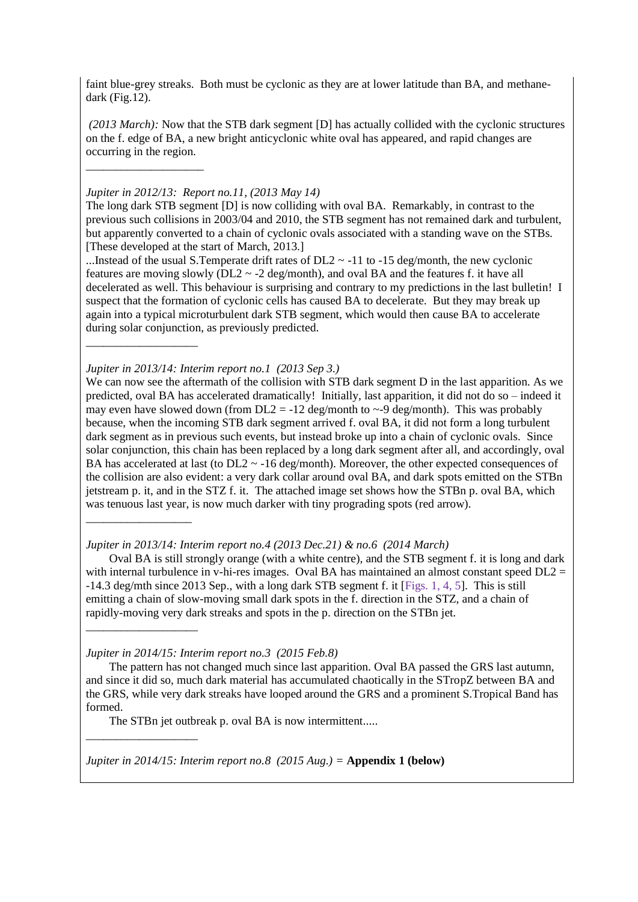faint blue-grey streaks. Both must be cyclonic as they are at lower latitude than BA, and methane-dark (Fig.12).

*(2013 March):* Now that the STB dark segment [D] has actually collided with the cyclonic structures on the f. edge of BA, a new bright anticyclonic white oval has appeared, and rapid changes are occurring in the region.

___________________

*Jupiter in 2012/13: Report no.11, (2013 May 14)*

The long dark STB segment [D] is now colliding with oval BA. Remarkably, in contrast to the previous such collisions in 2003/04 and 2010, the STB segment has not remained dark and turbulent, but apparently converted to a chain of cyclonic ovals associated with a standing wave on the STBs. [These developed at the start of March, 2013.]

...Instead of the usual S.Temperate drift rates of DL2 ~ -11 to -15 deg/month, the new cyclonic features are moving slowly (DL2 ~ -2 deg/month), and oval BA and the features f. it have all decelerated as well. This behaviour is surprising and contrary to my predictions in the last bulletin! I suspect that the formation of cyclonic cells has caused BA to decelerate. But they may break up again into a typical microturbulent dark STB segment, which would then cause BA to accelerate during solar conjunction, as previously predicted.

___________________

*Jupiter in 2013/14: Interim report no.1 (2013 Sep 3.)*

We can now see the aftermath of the collision with STB dark segment D in the last apparition. As we predicted, oval BA has accelerated dramatically! Initially, last apparition, it did not do so – indeed it may even have slowed down (from DL2 = -12 deg/month to ~-9 deg/month). This was probably because, when the incoming STB dark segment arrived f. oval BA, it did not form a long turbulent dark segment as in previous such events, but instead broke up into a chain of cyclonic ovals. Since solar conjunction, this chain has been replaced by a long dark segment after all, and accordingly, oval BA has accelerated at last (to DL2 ~ -16 deg/month). Moreover, the other expected consequences of the collision are also evident: a very dark collar around oval BA, and dark spots emitted on the STBn jetstream p. it, and in the STZ f. it. The attached image set shows how the STBn p. oval BA, which was tenuous last year, is now much darker with tiny prograding spots (red arrow).

___________________

*Jupiter in 2013/14: Interim report no.4 (2013 Dec.21) & no.6 (2014 March)*

Oval BA is still strongly orange (with a white centre), and the STB segment f. it is long and dark with internal turbulence in v-hi-res images. Oval BA has maintained an almost constant speed DL2 = -14.3 deg/mth since 2013 Sep., with a long dark STB segment f. it [Figs. 1, 4, 5]. This is still emitting a chain of slow-moving small dark spots in the f. direction in the STZ, and a chain of rapidly-moving very dark streaks and spots in the p. direction on the STBn jet.

___________________

*Jupiter in 2014/15: Interim report no.3 (2015 Feb.8)*

The pattern has not changed much since last apparition. Oval BA passed the GRS last autumn, and since it did so, much dark material has accumulated chaotically in the STropZ between BA and the GRS, while very dark streaks have looped around the GRS and a prominent S.Tropical Band has formed.

The STBn jet outbreak p. oval BA is now intermittent.....

___________________

*Jupiter in 2014/15: Interim report no.8 (2015 Aug.)* = **Appendix 1 (below)**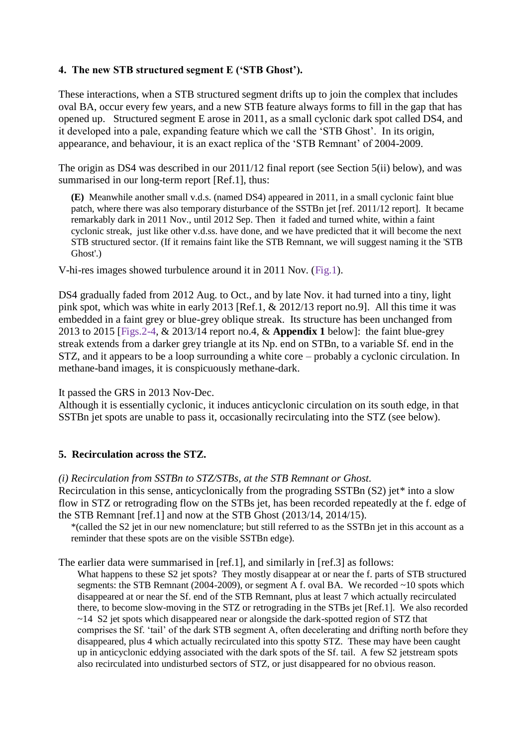### 4. The new STB structured segment E ('STB Ghost').

These interactions, when a STB structured segment drifts up to join the complex that includes oval BA, occur every few years, and a new STB feature always forms to fill in the gap that has opened up. Structured segment E arose in 2011, as a small cyclonic dark spot called DS4, and it developed into a pale, expanding feature which we call the 'STB Ghost'. In its origin, appearance, and behaviour, it is an exact replica of the 'STB Remnant' of 2004-2009.

The origin as DS4 was described in our 2011/12 final report (see Section 5(ii) below), and was summarised in our long-term report [Ref.1], thus:

> **(E)** Meanwhile another small v.d.s. (named DS4) appeared in 2011, in a small cyclonic faint blue patch, where there was also temporary disturbance of the SSTBn jet [ref. 2011/12 report]. It became remarkably dark in 2011 Nov., until 2012 Sep. Then it faded and turned white, within a faint cyclonic streak, just like other v.d.ss. have done, and we have predicted that it will become the next STB structured sector. (If it remains faint like the STB Remnant, we will suggest naming it the 'STB Ghost'.)

V-hi-res images showed turbulence around it in 2011 Nov. (Fig.1).

DS4 gradually faded from 2012 Aug. to Oct., and by late Nov. it had turned into a tiny, light pink spot, which was white in early 2013 [Ref.1, & 2012/13 report no.9]. All this time it was embedded in a faint grey or blue-grey oblique streak. Its structure has been unchanged from 2013 to 2015 [Figs.2-4, & 2013/14 report no.4, & **Appendix 1** below]: the faint blue-grey streak extends from a darker grey triangle at its Np. end on STBn, to a variable Sf. end in the STZ, and it appears to be a loop surrounding a white core – probably a cyclonic circulation. In methane-band images, it is conspicuously methane-dark.

It passed the GRS in 2013 Nov-Dec.

Although it is essentially cyclonic, it induces anticyclonic circulation on its south edge, in that SSTBn jet spots are unable to pass it, occasionally recirculating into the STZ (see below).

### 5. Recirculation across the STZ.

*(i) Recirculation from SSTBn to STZ/STBs, at the STB Remnant or Ghost.*

Recirculation in this sense, anticyclonically from the prograding SSTBn (S2) jet* into a slow flow in STZ or retrograding flow on the STBs jet, has been recorded repeatedly at the f. edge of the STB Remnant [ref.1] and now at the STB Ghost (2013/14, 2014/15).

> *(called the S2 jet in our new nomenclature; but still referred to as the SSTBn jet in this account as a reminder that these spots are on the visible SSTBn edge).

The earlier data were summarised in [ref.1], and similarly in [ref.3] as follows:

> What happens to these S2 jet spots? They mostly disappear at or near the f. parts of STB structured segments: the STB Remnant (2004-2009), or segment A f. oval BA. We recorded ~10 spots which disappeared at or near the Sf. end of the STB Remnant, plus at least 7 which actually recirculated there, to become slow-moving in the STZ or retrograding in the STBs jet [Ref.1]. We also recorded ~14 S2 jet spots which disappeared near or alongside the dark-spotted region of STZ that comprises the Sf. 'tail' of the dark STB segment A, often decelerating and drifting north before they disappeared, plus 4 which actually recirculated into this spotty STZ. These may have been caught up in anticyclonic eddying associated with the dark spots of the Sf. tail. A few S2 jetstream spots also recirculated into undisturbed sectors of STZ, or just disappeared for no obvious reason.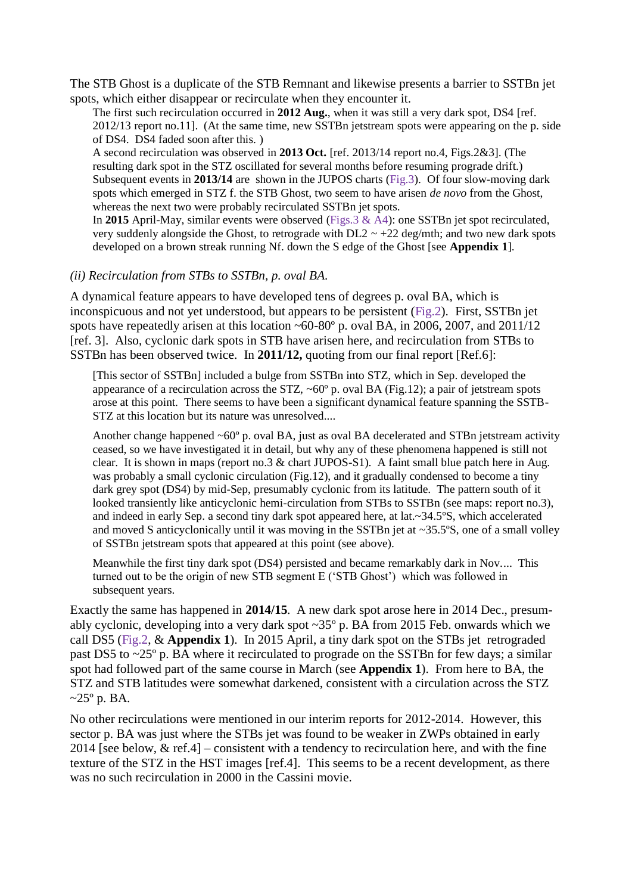The STB Ghost is a duplicate of the STB Remnant and likewise presents a barrier to SSTBn jet spots, which either disappear or recirculate when they encounter it.

> The first such recirculation occurred in **2012 Aug.**, when it was still a very dark spot, DS4 [ref. 2012/13 report no.11]. (At the same time, new SSTBn jetstream spots were appearing on the p. side of DS4. DS4 faded soon after this. )
>
> A second recirculation was observed in **2013 Oct.** [ref. 2013/14 report no.4, Figs.2&3]. (The resulting dark spot in the STZ oscillated for several months before resuming prograde drift.)
>
> Subsequent events in **2013/14** are shown in the JUPOS charts (Fig.3). Of four slow-moving dark spots which emerged in STZ f. the STB Ghost, two seem to have arisen *de novo* from the Ghost, whereas the next two were probably recirculated SSTBn jet spots.
>
> In **2015** April-May, similar events were observed (Figs.3 & A4): one SSTBn jet spot recirculated, very suddenly alongside the Ghost, to retrograde with DL2 ~ +22 deg/mth; and two new dark spots developed on a brown streak running Nf. down the S edge of the Ghost [see **Appendix 1**].

*(ii) Recirculation from STBs to SSTBn, p. oval BA.*

A dynamical feature appears to have developed tens of degrees p. oval BA, which is inconspicuous and not yet understood, but appears to be persistent (Fig.2). First, SSTBn jet spots have repeatedly arisen at this location ~60-80º p. oval BA, in 2006, 2007, and 2011/12 [ref. 3]. Also, cyclonic dark spots in STB have arisen here, and recirculation from STBs to SSTBn has been observed twice. In **2011/12,** quoting from our final report [Ref.6]:

> [This sector of SSTBn] included a bulge from SSTBn into STZ, which in Sep. developed the appearance of a recirculation across the STZ, ~60º p. oval BA (Fig.12); a pair of jetstream spots arose at this point. There seems to have been a significant dynamical feature spanning the SSTB-STZ at this location but its nature was unresolved....
>
> Another change happened ~60º p. oval BA, just as oval BA decelerated and STBn jetstream activity ceased, so we have investigated it in detail, but why any of these phenomena happened is still not clear. It is shown in maps (report no.3 & chart JUPOS-S1). A faint small blue patch here in Aug. was probably a small cyclonic circulation (Fig.12), and it gradually condensed to become a tiny dark grey spot (DS4) by mid-Sep, presumably cyclonic from its latitude. The pattern south of it looked transiently like anticyclonic hemi-circulation from STBs to SSTBn (see maps: report no.3), and indeed in early Sep. a second tiny dark spot appeared here, at lat.~34.5ºS, which accelerated and moved S anticyclonically until it was moving in the SSTBn jet at ~35.5ºS, one of a small volley of SSTBn jetstream spots that appeared at this point (see above).
>
> Meanwhile the first tiny dark spot (DS4) persisted and became remarkably dark in Nov.... This turned out to be the origin of new STB segment E ('STB Ghost') which was followed in subsequent years.

Exactly the same has happened in **2014/15**. A new dark spot arose here in 2014 Dec., presumably cyclonic, developing into a very dark spot ~35º p. BA from 2015 Feb. onwards which we call DS5 (Fig.2, & **Appendix 1**). In 2015 April, a tiny dark spot on the STBs jet retrograded past DS5 to ~25º p. BA where it recirculated to prograde on the SSTBn for few days; a similar spot had followed part of the same course in March (see **Appendix 1**). From here to BA, the STZ and STB latitudes were somewhat darkened, consistent with a circulation across the STZ ~25º p. BA.

No other recirculations were mentioned in our interim reports for 2012-2014. However, this sector p. BA was just where the STBs jet was found to be weaker in ZWPs obtained in early 2014 [see below, & ref.4] – consistent with a tendency to recirculation here, and with the fine texture of the STZ in the HST images [ref.4]. This seems to be a recent development, as there was no such recirculation in 2000 in the Cassini movie.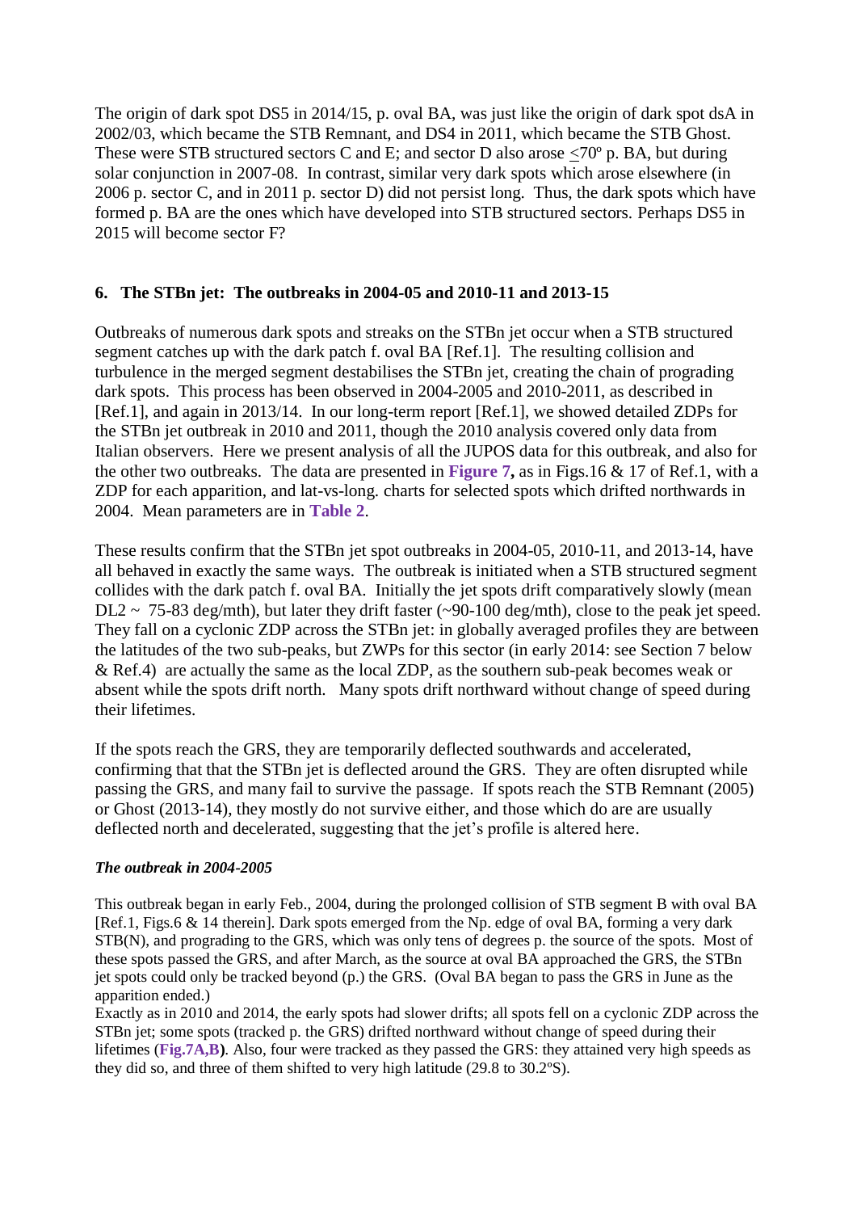The origin of dark spot DS5 in 2014/15, p. oval BA, was just like the origin of dark spot dsA in 2002/03, which became the STB Remnant, and DS4 in 2011, which became the STB Ghost. These were STB structured sectors C and E; and sector D also arose $\leq 70^{o}$ p. BA, but during solar conjunction in 2007-08. In contrast, similar very dark spots which arose elsewhere (in 2006 p. sector C, and in 2011 p. sector D) did not persist long. Thus, the dark spots which have formed p. BA are the ones which have developed into STB structured sectors. Perhaps DS5 in 2015 will become sector F?

## 6. The STBn jet: The outbreaks in 2004-05 and 2010-11 and 2013-15

Outbreaks of numerous dark spots and streaks on the STBn jet occur when a STB structured segment catches up with the dark patch f. oval BA [Ref.1]. The resulting collision and turbulence in the merged segment destabilises the STBn jet, creating the chain of prograding dark spots. This process has been observed in 2004-2005 and 2010-2011, as described in [Ref.1], and again in 2013/14. In our long-term report [Ref.1], we showed detailed ZDPs for the STBn jet outbreak in 2010 and 2011, though the 2010 analysis covered only data from Italian observers. Here we present analysis of all the JUPOS data for this outbreak, and also for the other two outbreaks. The data are presented in **Figure 7,** as in Figs.16 & 17 of Ref.1, with a ZDP for each apparition, and lat-vs-long. charts for selected spots which drifted northwards in 2004. Mean parameters are in **Table 2**.

These results confirm that the STBn jet spot outbreaks in 2004-05, 2010-11, and 2013-14, have all behaved in exactly the same ways. The outbreak is initiated when a STB structured segment collides with the dark patch f. oval BA. Initially the jet spots drift comparatively slowly (mean DL2 ~ 75-83 deg/mth), but later they drift faster (~90-100 deg/mth), close to the peak jet speed. They fall on a cyclonic ZDP across the STBn jet: in globally averaged profiles they are between the latitudes of the two sub-peaks, but ZWPs for this sector (in early 2014: see Section 7 below & Ref.4) are actually the same as the local ZDP, as the southern sub-peak becomes weak or absent while the spots drift north. Many spots drift northward without change of speed during their lifetimes.

If the spots reach the GRS, they are temporarily deflected southwards and accelerated, confirming that that the STBn jet is deflected around the GRS. They are often disrupted while passing the GRS, and many fail to survive the passage. If spots reach the STB Remnant (2005) or Ghost (2013-14), they mostly do not survive either, and those which do are are usually deflected north and decelerated, suggesting that the jet's profile is altered here.

### *The outbreak in 2004-2005*

This outbreak began in early Feb., 2004, during the prolonged collision of STB segment B with oval BA [Ref.1, Figs.6 & 14 therein]. Dark spots emerged from the Np. edge of oval BA, forming a very dark STB(N), and prograding to the GRS, which was only tens of degrees p. the source of the spots. Most of these spots passed the GRS, and after March, as the source at oval BA approached the GRS, the STBn jet spots could only be tracked beyond (p.) the GRS. (Oval BA began to pass the GRS in June as the apparition ended.)

Exactly as in 2010 and 2014, the early spots had slower drifts; all spots fell on a cyclonic ZDP across the STBn jet; some spots (tracked p. the GRS) drifted northward without change of speed during their lifetimes (**Fig.7A,B**). Also, four were tracked as they passed the GRS: they attained very high speeds as they did so, and three of them shifted to very high latitude (29.8 to 30.2ºS).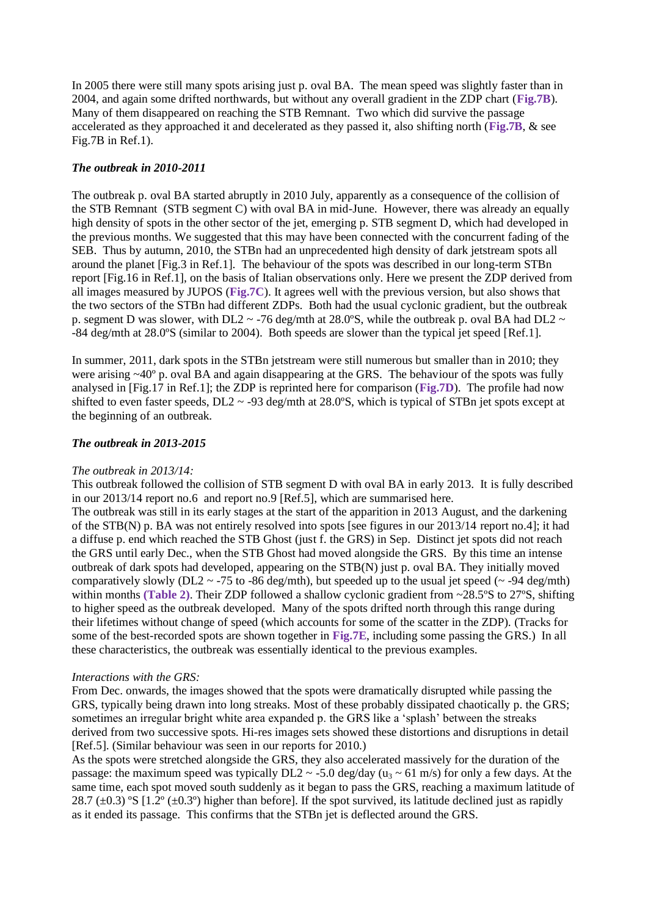In 2005 there were still many spots arising just p. oval BA. The mean speed was slightly faster than in 2004, and again some drifted northwards, but without any overall gradient in the ZDP chart (**Fig.7B**). Many of them disappeared on reaching the STB Remnant. Two which did survive the passage accelerated as they approached it and decelerated as they passed it, also shifting north (**Fig.7B**, & see Fig.7B in Ref.1).

### *The outbreak in 2010-2011*

The outbreak p. oval BA started abruptly in 2010 July, apparently as a consequence of the collision of the STB Remnant (STB segment C) with oval BA in mid-June. However, there was already an equally high density of spots in the other sector of the jet, emerging p. STB segment D, which had developed in the previous months. We suggested that this may have been connected with the concurrent fading of the SEB. Thus by autumn, 2010, the STBn had an unprecedented high density of dark jetstream spots all around the planet [Fig.3 in Ref.1]. The behaviour of the spots was described in our long-term STBn report [Fig.16 in Ref.1], on the basis of Italian observations only. Here we present the ZDP derived from all images measured by JUPOS (**Fig.7C**). It agrees well with the previous version, but also shows that the two sectors of the STBn had different ZDPs. Both had the usual cyclonic gradient, but the outbreak p. segment D was slower, with DL2 ~ -76 deg/mth at 28.0ºS, while the outbreak p. oval BA had DL2 ~ -84 deg/mth at 28.0ºS (similar to 2004). Both speeds are slower than the typical jet speed [Ref.1].

In summer, 2011, dark spots in the STBn jetstream were still numerous but smaller than in 2010; they were arising ~40º p. oval BA and again disappearing at the GRS. The behaviour of the spots was fully analysed in [Fig.17 in Ref.1]; the ZDP is reprinted here for comparison (**Fig.7D**). The profile had now shifted to even faster speeds, DL2 ~ -93 deg/mth at 28.0ºS, which is typical of STBn jet spots except at the beginning of an outbreak.

### *The outbreak in 2013-2015*

*The outbreak in 2013/14:*

This outbreak followed the collision of STB segment D with oval BA in early 2013. It is fully described in our 2013/14 report no.6 and report no.9 [Ref.5], which are summarised here.

The outbreak was still in its early stages at the start of the apparition in 2013 August, and the darkening of the STB(N) p. BA was not entirely resolved into spots [see figures in our 2013/14 report no.4]; it had a diffuse p. end which reached the STB Ghost (just f. the GRS) in Sep. Distinct jet spots did not reach the GRS until early Dec., when the STB Ghost had moved alongside the GRS. By this time an intense outbreak of dark spots had developed, appearing on the STB(N) just p. oval BA. They initially moved comparatively slowly (DL2 ~ -75 to -86 deg/mth), but speeded up to the usual jet speed (~ -94 deg/mth) within months **(Table 2)**. Their ZDP followed a shallow cyclonic gradient from ~28.5ºS to 27ºS, shifting to higher speed as the outbreak developed. Many of the spots drifted north through this range during their lifetimes without change of speed (which accounts for some of the scatter in the ZDP). (Tracks for some of the best-recorded spots are shown together in **Fig.7E**, including some passing the GRS.) In all these characteristics, the outbreak was essentially identical to the previous examples.

*Interactions with the GRS:*

From Dec. onwards, the images showed that the spots were dramatically disrupted while passing the GRS, typically being drawn into long streaks. Most of these probably dissipated chaotically p. the GRS; sometimes an irregular bright white area expanded p. the GRS like a 'splash' between the streaks derived from two successive spots. Hi-res images sets showed these distortions and disruptions in detail [Ref.5]. (Similar behaviour was seen in our reports for 2010.)

As the spots were stretched alongside the GRS, they also accelerated massively for the duration of the passage: the maximum speed was typically DL2 ~ -5.0 deg/day ($u_3$ ~ 61 m/s) for only a few days. At the same time, each spot moved south suddenly as it began to pass the GRS, reaching a maximum latitude of 28.7 (±0.3) ºS [1.2º (±0.3º) higher than before]. If the spot survived, its latitude declined just as rapidly as it ended its passage. This confirms that the STBn jet is deflected around the GRS.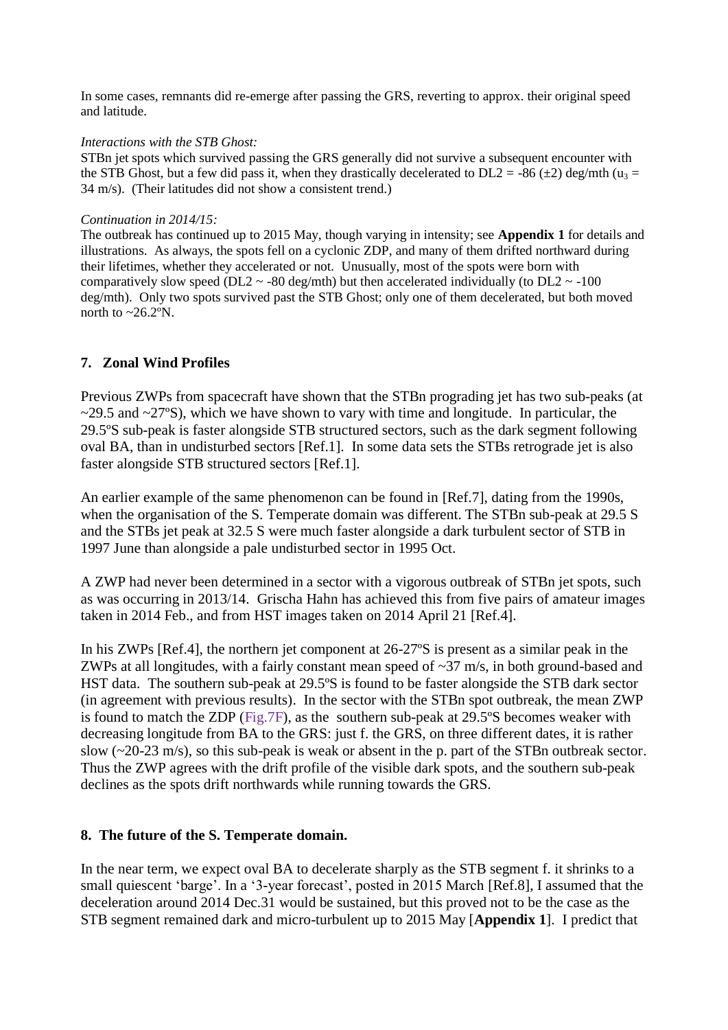In some cases, remnants did re-emerge after passing the GRS, reverting to approx. their original speed and latitude.

*Interactions with the STB Ghost:*

STBn jet spots which survived passing the GRS generally did not survive a subsequent encounter with the STB Ghost, but a few did pass it, when they drastically decelerated to DL2 = -86 (±2) deg/mth ($u_3$ = 34 m/s). (Their latitudes did not show a consistent trend.)

*Continuation in 2014/15:*

The outbreak has continued up to 2015 May, though varying in intensity; see **Appendix 1** for details and illustrations. As always, the spots fell on a cyclonic ZDP, and many of them drifted northward during their lifetimes, whether they accelerated or not. Unusually, most of the spots were born with comparatively slow speed (DL2 ~ -80 deg/mth) but then accelerated individually (to DL2 ~ -100 deg/mth). Only two spots survived past the STB Ghost; only one of them decelerated, but both moved north to ~26.2ºN.

## 7. Zonal Wind Profiles

Previous ZWPs from spacecraft have shown that the STBn prograding jet has two sub-peaks (at ~29.5 and ~27ºS), which we have shown to vary with time and longitude. In particular, the 29.5ºS sub-peak is faster alongside STB structured sectors, such as the dark segment following oval BA, than in undisturbed sectors [Ref.1]. In some data sets the STBs retrograde jet is also faster alongside STB structured sectors [Ref.1].

An earlier example of the same phenomenon can be found in [Ref.7], dating from the 1990s, when the organisation of the S. Temperate domain was different. The STBn sub-peak at 29.5 S and the STBs jet peak at 32.5 S were much faster alongside a dark turbulent sector of STB in 1997 June than alongside a pale undisturbed sector in 1995 Oct.

A ZWP had never been determined in a sector with a vigorous outbreak of STBn jet spots, such as was occurring in 2013/14. Grischa Hahn has achieved this from five pairs of amateur images taken in 2014 Feb., and from HST images taken on 2014 April 21 [Ref.4].

In his ZWPs [Ref.4], the northern jet component at 26-27ºS is present as a similar peak in the ZWPs at all longitudes, with a fairly constant mean speed of ~37 m/s, in both ground-based and HST data. The southern sub-peak at 29.5ºS is found to be faster alongside the STB dark sector (in agreement with previous results). In the sector with the STBn spot outbreak, the mean ZWP is found to match the ZDP (Fig.7F), as the southern sub-peak at 29.5ºS becomes weaker with decreasing longitude from BA to the GRS: just f. the GRS, on three different dates, it is rather slow (~20-23 m/s), so this sub-peak is weak or absent in the p. part of the STBn outbreak sector. Thus the ZWP agrees with the drift profile of the visible dark spots, and the southern sub-peak declines as the spots drift northwards while running towards the GRS.

## 8. The future of the S. Temperate domain.

In the near term, we expect oval BA to decelerate sharply as the STB segment f. it shrinks to a small quiescent 'barge'. In a '3-year forecast', posted in 2015 March [Ref.8], I assumed that the deceleration around 2014 Dec.31 would be sustained, but this proved not to be the case as the STB segment remained dark and micro-turbulent up to 2015 May [**Appendix 1**]. I predict that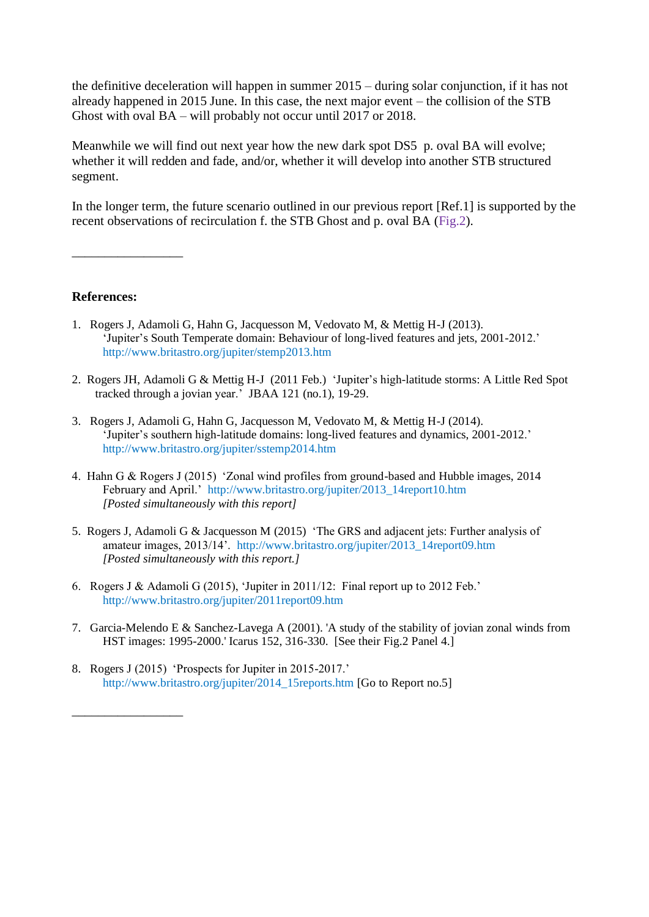the definitive deceleration will happen in summer 2015 – during solar conjunction, if it has not already happened in 2015 June. In this case, the next major event – the collision of the STB Ghost with oval BA – will probably not occur until 2017 or 2018.

Meanwhile we will find out next year how the new dark spot DS5 p. oval BA will evolve; whether it will redden and fade, and/or, whether it will develop into another STB structured segment.

In the longer term, the future scenario outlined in our previous report [Ref.1] is supported by the recent observations of recirculation f. the STB Ghost and p. oval BA (Fig.2).

\_\_\_\_\_\_\_\_\_\_\_\_\_\_\_\_\_\_

**References:**

1. Rogers J, Adamoli G, Hahn G, Jacquesson M, Vedovato M, & Mettig H-J (2013). 'Jupiter's South Temperate domain: Behaviour of long-lived features and jets, 2001-2012.' http://www.britastro.org/jupiter/stemp2013.htm

2. Rogers JH, Adamoli G & Mettig H-J (2011 Feb.) 'Jupiter's high-latitude storms: A Little Red Spot tracked through a jovian year.' JBAA 121 (no.1), 19-29.

3. Rogers J, Adamoli G, Hahn G, Jacquesson M, Vedovato M, & Mettig H-J (2014). 'Jupiter's southern high-latitude domains: long-lived features and dynamics, 2001-2012.' http://www.britastro.org/jupiter/sstemp2014.htm

4. Hahn G & Rogers J (2015) 'Zonal wind profiles from ground-based and Hubble images, 2014 February and April.' http://www.britastro.org/jupiter/2013_14report10.htm *[Posted simultaneously with this report]*

5. Rogers J, Adamoli G & Jacquesson M (2015) 'The GRS and adjacent jets: Further analysis of amateur images, 2013/14'. http://www.britastro.org/jupiter/2013_14report09.htm *[Posted simultaneously with this report.]*

6. Rogers J & Adamoli G (2015), 'Jupiter in 2011/12: Final report up to 2012 Feb.' http://www.britastro.org/jupiter/2011report09.htm

7. Garcia-Melendo E & Sanchez-Lavega A (2001). 'A study of the stability of jovian zonal winds from HST images: 1995-2000.' Icarus 152, 316-330. [See their Fig.2 Panel 4.]

8. Rogers J (2015) 'Prospects for Jupiter in 2015-2017.' http://www.britastro.org/jupiter/2014_15reports.htm [Go to Report no.5]

\_\_\_\_\_\_\_\_\_\_\_\_\_\_\_\_\_\_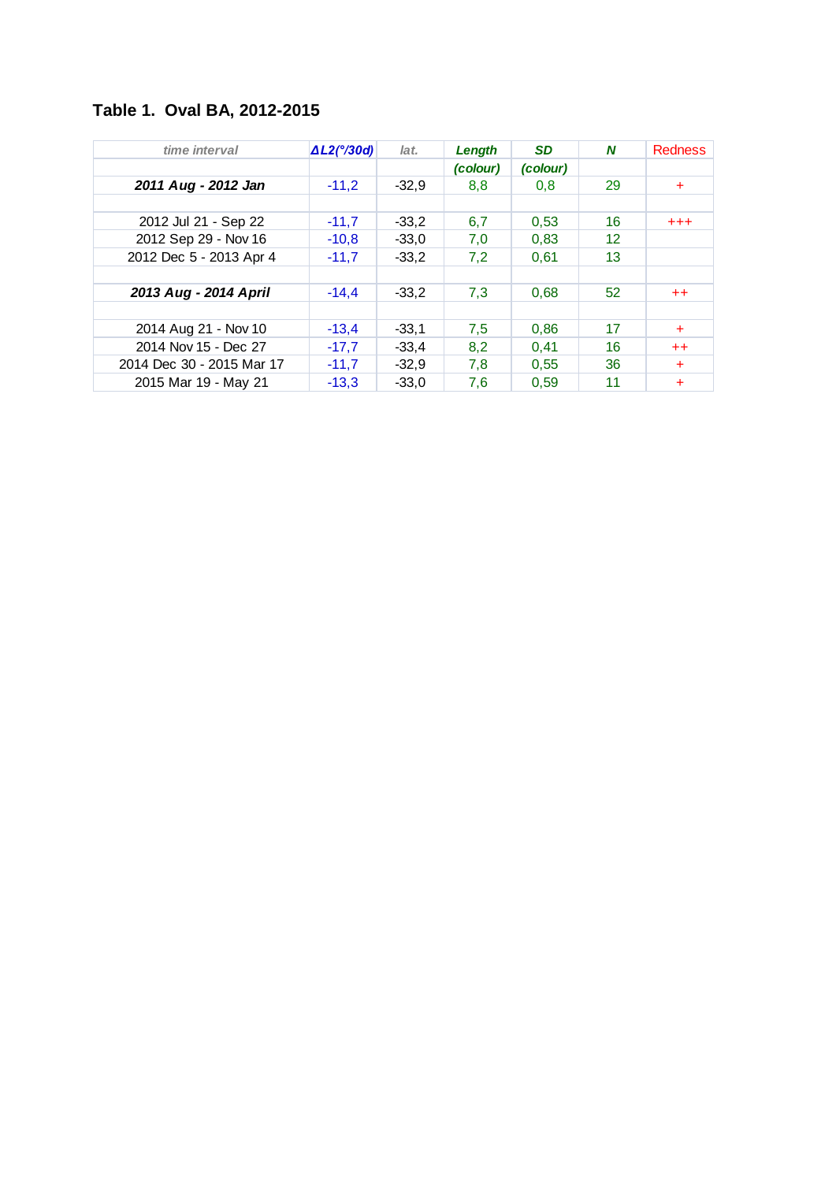**Table 1. Oval BA, 2012-2015**

| *time interval* | ***ΔL2(°/30d)*** | *lat.* | ***Length*** | ***SD*** | ***N*** | Redness |
|---|---|---|---|---|---|---|
| | | | ***(colour)*** | ***(colour)*** | | |
| ***2011 Aug - 2012 Jan*** | -11,2 | -32,9 | 8,8 | 0,8 | 29 | + |
| | | | | | | |
| 2012 Jul 21 - Sep 22 | -11,7 | -33,2 | 6,7 | 0,53 | 16 | +++ |
| 2012 Sep 29 - Nov 16 | -10,8 | -33,0 | 7,0 | 0,83 | 12 | |
| 2012 Dec 5 - 2013 Apr 4 | -11,7 | -33,2 | 7,2 | 0,61 | 13 | |
| | | | | | | |
| ***2013 Aug - 2014 April*** | -14,4 | -33,2 | 7,3 | 0,68 | 52 | ++ |
| | | | | | | |
| 2014 Aug 21 - Nov 10 | -13,4 | -33,1 | 7,5 | 0,86 | 17 | + |
| 2014 Nov 15 - Dec 27 | -17,7 | -33,4 | 8,2 | 0,41 | 16 | ++ |
| 2014 Dec 30 - 2015 Mar 17 | -11,7 | -32,9 | 7,8 | 0,55 | 36 | + |
| 2015 Mar 19 - May 21 | -13,3 | -33,0 | 7,6 | 0,59 | 11 | + |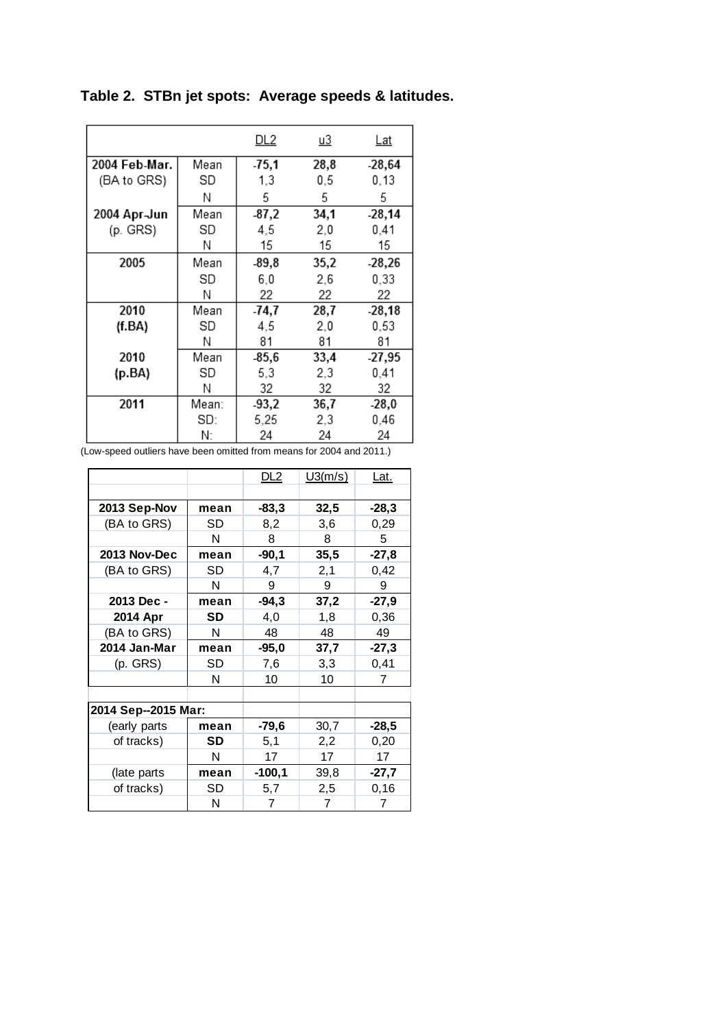**Table 2. STBn jet spots: Average speeds & latitudes.**

| | | DL2 | u3 | Lat |
|---|---|---|---|---|
| 2004 Feb-Mar. | Mean | -75,1 | 28,8 | -28,64 |
| (BA to GRS) | SD | 1,3 | 0,5 | 0,13 |
| | N | 5 | 5 | 5 |
| 2004 Apr-Jun | Mean | -87,2 | 34,1 | -28,14 |
| (p. GRS) | SD | 4,5 | 2,0 | 0,41 |
| | N | 15 | 15 | 15 |
| 2005 | Mean | -89,8 | 35,2 | -28,26 |
| | SD | 6,0 | 2,6 | 0,33 |
| | N | 22 | 22 | 22 |
| 2010 | Mean | -74,7 | 28,7 | -28,18 |
| (f.BA) | SD | 4,5 | 2,0 | 0,53 |
| | N | 81 | 81 | 81 |
| 2010 | Mean | -85,6 | 33,4 | -27,95 |
| (p.BA) | SD | 5,3 | 2,3 | 0,41 |
| | N | 32 | 32 | 32 |
| 2011 | Mean: | -93,2 | 36,7 | -28,0 |
| | SD: | 5,25 | 2,3 | 0,46 |
| | N: | 24 | 24 | 24 |

(Low-speed outliers have been omitted from means for 2004 and 2011.)

| | | DL2 | U3(m/s) | Lat. |
|---|---|---|---|---|
| **2013 Sep-Nov** | **mean** | **-83,3** | **32,5** | **-28,3** |
| (BA to GRS) | SD | 8,2 | 3,6 | 0,29 |
| | N | 8 | 8 | 5 |
| **2013 Nov-Dec** | **mean** | **-90,1** | **35,5** | **-27,8** |
| (BA to GRS) | SD | 4,7 | 2,1 | 0,42 |
| | N | 9 | 9 | 9 |
| **2013 Dec -** | **mean** | **-94,3** | **37,2** | **-27,9** |
| **2014 Apr** | **SD** | 4,0 | 1,8 | 0,36 |
| (BA to GRS) | N | 48 | 48 | 49 |
| **2014 Jan-Mar** | **mean** | **-95,0** | **37,7** | **-27,3** |
| (p. GRS) | SD | 7,6 | 3,3 | 0,41 |
| | N | 10 | 10 | 7 |
| | | | | |
| **2014 Sep--2015 Mar:** | | | | |
| (early parts | **mean** | **-79,6** | 30,7 | **-28,5** |
| of tracks) | **SD** | 5,1 | 2,2 | 0,20 |
| | N | 17 | 17 | 17 |
| (late parts | **mean** | **-100,1** | 39,8 | **-27,7** |
| of tracks) | SD | 5,7 | 2,5 | 0,16 |
| | N | 7 | 7 | 7 |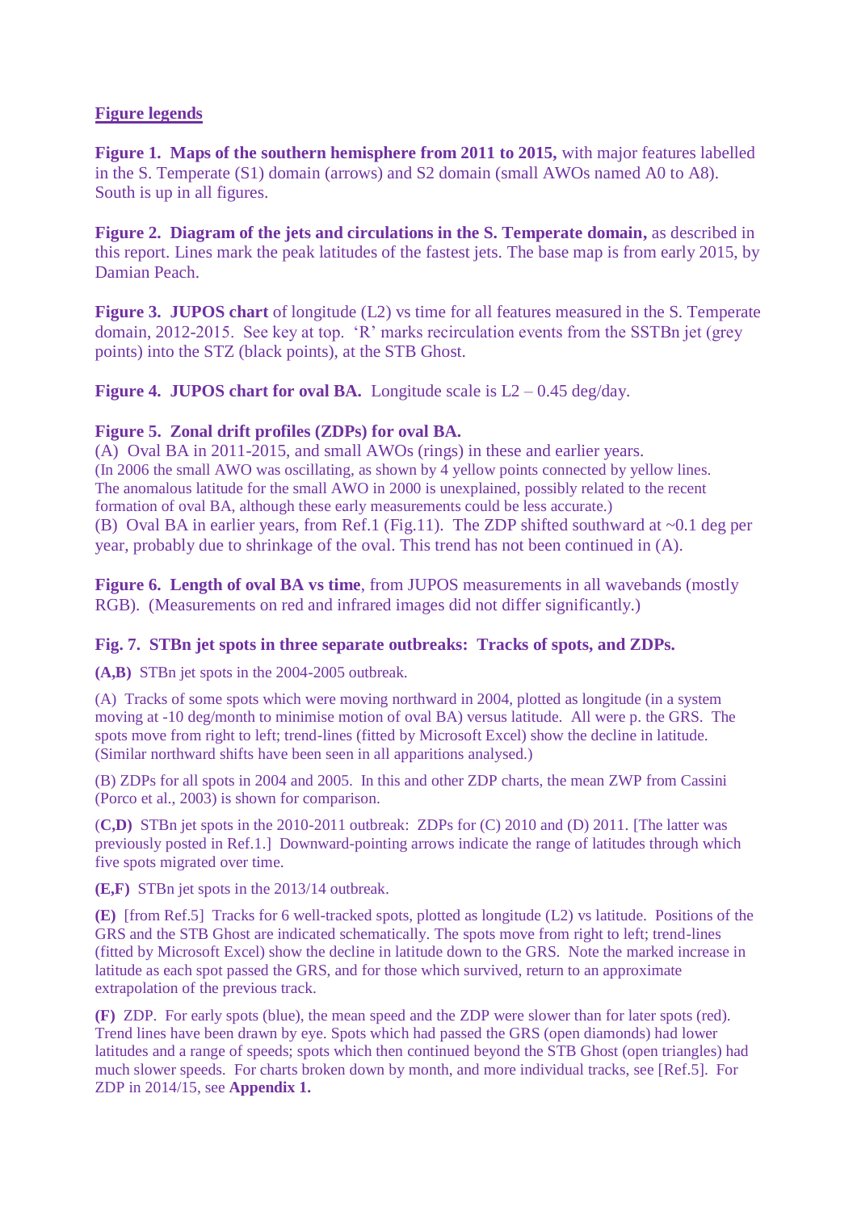## Figure legends

**Figure 1. Maps of the southern hemisphere from 2011 to 2015,** with major features labelled in the S. Temperate (S1) domain (arrows) and S2 domain (small AWOs named A0 to A8). South is up in all figures.

**Figure 2. Diagram of the jets and circulations in the S. Temperate domain,** as described in this report. Lines mark the peak latitudes of the fastest jets. The base map is from early 2015, by Damian Peach.

**Figure 3. JUPOS chart** of longitude (L2) vs time for all features measured in the S. Temperate domain, 2012-2015. See key at top. 'R' marks recirculation events from the SSTBn jet (grey points) into the STZ (black points), at the STB Ghost.

**Figure 4. JUPOS chart for oval BA.** Longitude scale is L2 – 0.45 deg/day.

**Figure 5. Zonal drift profiles (ZDPs) for oval BA.**
(A) Oval BA in 2011-2015, and small AWOs (rings) in these and earlier years.
(In 2006 the small AWO was oscillating, as shown by 4 yellow points connected by yellow lines. The anomalous latitude for the small AWO in 2000 is unexplained, possibly related to the recent formation of oval BA, although these early measurements could be less accurate.)
(B) Oval BA in earlier years, from Ref.1 (Fig.11). The ZDP shifted southward at ~0.1 deg per year, probably due to shrinkage of the oval. This trend has not been continued in (A).

**Figure 6. Length of oval BA vs time**, from JUPOS measurements in all wavebands (mostly RGB). (Measurements on red and infrared images did not differ significantly.)

**Fig. 7. STBn jet spots in three separate outbreaks: Tracks of spots, and ZDPs.**

**(A,B)** STBn jet spots in the 2004-2005 outbreak.

(A) Tracks of some spots which were moving northward in 2004, plotted as longitude (in a system moving at -10 deg/month to minimise motion of oval BA) versus latitude. All were p. the GRS. The spots move from right to left; trend-lines (fitted by Microsoft Excel) show the decline in latitude. (Similar northward shifts have been seen in all apparitions analysed.)

(B) ZDPs for all spots in 2004 and 2005. In this and other ZDP charts, the mean ZWP from Cassini (Porco et al., 2003) is shown for comparison.

(**C,D**) STBn jet spots in the 2010-2011 outbreak: ZDPs for (C) 2010 and (D) 2011. [The latter was previously posted in Ref.1.] Downward-pointing arrows indicate the range of latitudes through which five spots migrated over time.

**(E,F)** STBn jet spots in the 2013/14 outbreak.

**(E)** [from Ref.5] Tracks for 6 well-tracked spots, plotted as longitude (L2) vs latitude. Positions of the GRS and the STB Ghost are indicated schematically. The spots move from right to left; trend-lines (fitted by Microsoft Excel) show the decline in latitude down to the GRS. Note the marked increase in latitude as each spot passed the GRS, and for those which survived, return to an approximate extrapolation of the previous track.

**(F)** ZDP. For early spots (blue), the mean speed and the ZDP were slower than for later spots (red). Trend lines have been drawn by eye. Spots which had passed the GRS (open diamonds) had lower latitudes and a range of speeds; spots which then continued beyond the STB Ghost (open triangles) had much slower speeds. For charts broken down by month, and more individual tracks, see [Ref.5]. For ZDP in 2014/15, see **Appendix 1.**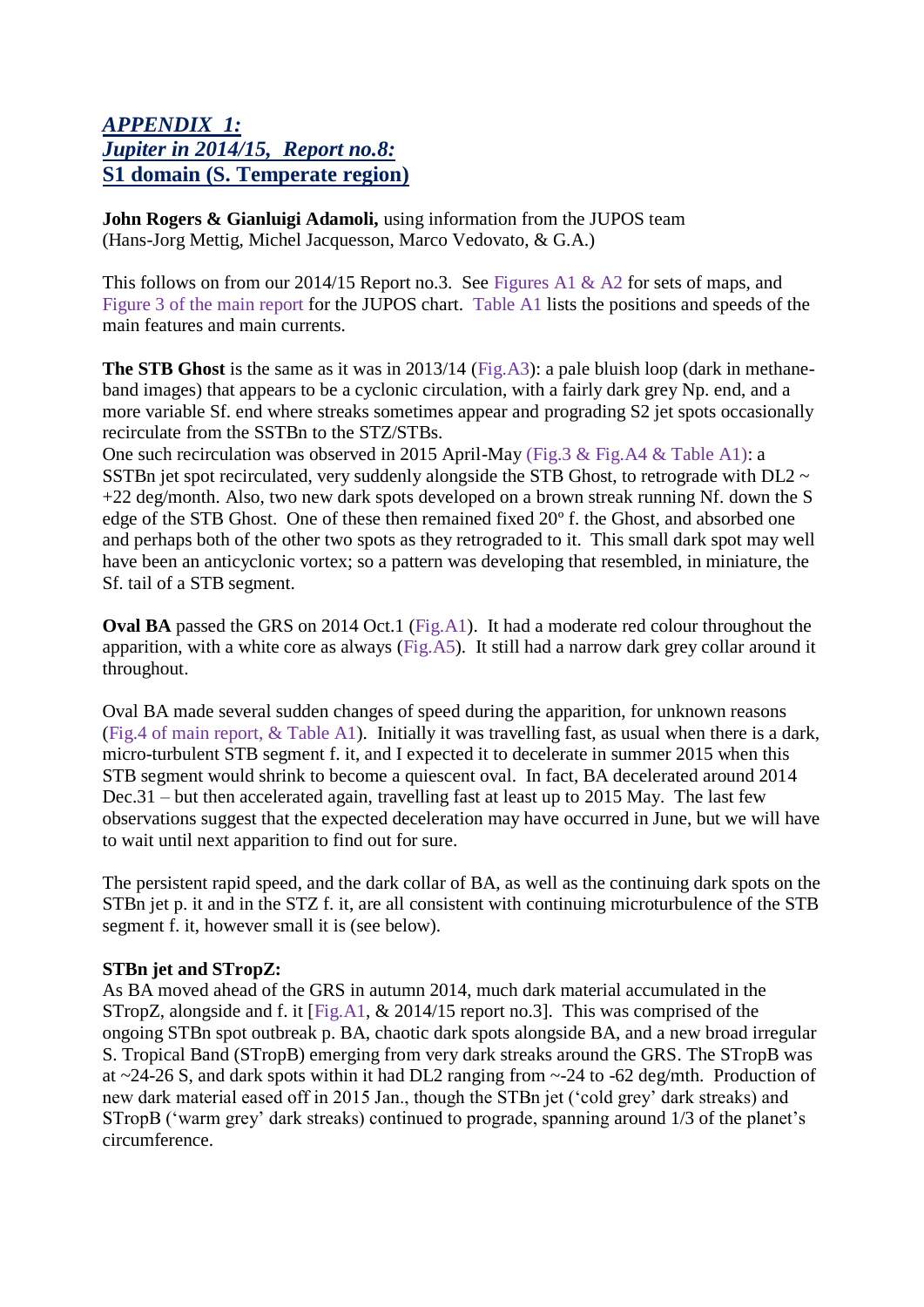## *APPENDIX 1:*
## *Jupiter in 2014/15, Report no.8:*
## S1 domain (S. Temperate region)

**John Rogers & Gianluigi Adamoli,** using information from the JUPOS team (Hans-Jorg Mettig, Michel Jacquesson, Marco Vedovato, & G.A.)

This follows on from our 2014/15 Report no.3. See Figures A1 & A2 for sets of maps, and Figure 3 of the main report for the JUPOS chart. Table A1 lists the positions and speeds of the main features and main currents.

**The STB Ghost** is the same as it was in 2013/14 (Fig.A3): a pale bluish loop (dark in methane-band images) that appears to be a cyclonic circulation, with a fairly dark grey Np. end, and a more variable Sf. end where streaks sometimes appear and prograding S2 jet spots occasionally recirculate from the SSTBn to the STZ/STBs.

One such recirculation was observed in 2015 April-May (Fig.3 & Fig.A4 & Table A1): a SSTBn jet spot recirculated, very suddenly alongside the STB Ghost, to retrograde with DL2 ~ +22 deg/month. Also, two new dark spots developed on a brown streak running Nf. down the S edge of the STB Ghost. One of these then remained fixed 20º f. the Ghost, and absorbed one and perhaps both of the other two spots as they retrograded to it. This small dark spot may well have been an anticyclonic vortex; so a pattern was developing that resembled, in miniature, the Sf. tail of a STB segment.

**Oval BA** passed the GRS on 2014 Oct.1 (Fig.A1). It had a moderate red colour throughout the apparition, with a white core as always (Fig.A5). It still had a narrow dark grey collar around it throughout.

Oval BA made several sudden changes of speed during the apparition, for unknown reasons (Fig.4 of main report, & Table A1). Initially it was travelling fast, as usual when there is a dark, micro-turbulent STB segment f. it, and I expected it to decelerate in summer 2015 when this STB segment would shrink to become a quiescent oval. In fact, BA decelerated around 2014 Dec.31 – but then accelerated again, travelling fast at least up to 2015 May. The last few observations suggest that the expected deceleration may have occurred in June, but we will have to wait until next apparition to find out for sure.

The persistent rapid speed, and the dark collar of BA, as well as the continuing dark spots on the STBn jet p. it and in the STZ f. it, are all consistent with continuing microturbulence of the STB segment f. it, however small it is (see below).

**STBn jet and STropZ:**

As BA moved ahead of the GRS in autumn 2014, much dark material accumulated in the STropZ, alongside and f. it [Fig.A1, & 2014/15 report no.3]. This was comprised of the ongoing STBn spot outbreak p. BA, chaotic dark spots alongside BA, and a new broad irregular S. Tropical Band (STropB) emerging from very dark streaks around the GRS. The STropB was at ~24-26 S, and dark spots within it had DL2 ranging from ~-24 to -62 deg/mth. Production of new dark material eased off in 2015 Jan., though the STBn jet ('cold grey' dark streaks) and STropB ('warm grey' dark streaks) continued to prograde, spanning around 1/3 of the planet's circumference.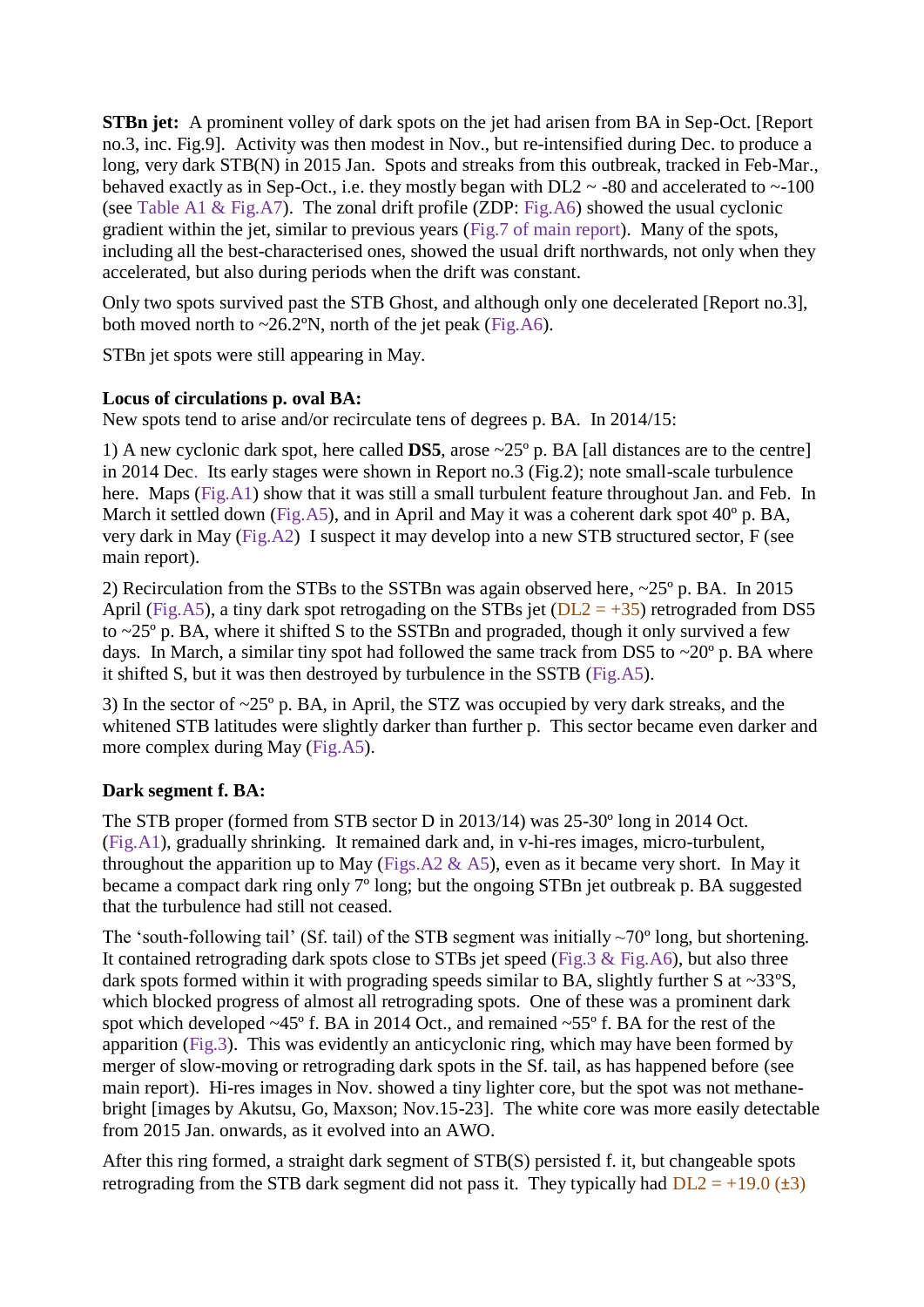**STBn jet:** A prominent volley of dark spots on the jet had arisen from BA in Sep-Oct. [Report no.3, inc. Fig.9]. Activity was then modest in Nov., but re-intensified during Dec. to produce a long, very dark STB(N) in 2015 Jan. Spots and streaks from this outbreak, tracked in Feb-Mar., behaved exactly as in Sep-Oct., i.e. they mostly began with DL2 ~ -80 and accelerated to ~-100 (see Table A1 & Fig.A7). The zonal drift profile (ZDP: Fig.A6) showed the usual cyclonic gradient within the jet, similar to previous years (Fig.7 of main report). Many of the spots, including all the best-characterised ones, showed the usual drift northwards, not only when they accelerated, but also during periods when the drift was constant.

Only two spots survived past the STB Ghost, and although only one decelerated [Report no.3], both moved north to ~26.2ºN, north of the jet peak (Fig.A6).

STBn jet spots were still appearing in May.

**Locus of circulations p. oval BA:**
New spots tend to arise and/or recirculate tens of degrees p. BA. In 2014/15:

1) A new cyclonic dark spot, here called **DS5**, arose ~25º p. BA [all distances are to the centre] in 2014 Dec. Its early stages were shown in Report no.3 (Fig.2); note small-scale turbulence here. Maps (Fig.A1) show that it was still a small turbulent feature throughout Jan. and Feb. In March it settled down (Fig.A5), and in April and May it was a coherent dark spot 40º p. BA, very dark in May (Fig.A2) I suspect it may develop into a new STB structured sector, F (see main report).

2) Recirculation from the STBs to the SSTBn was again observed here, ~25º p. BA. In 2015 April (Fig.A5), a tiny dark spot retrograding on the STBs jet (DL2 = +35) retrograded from DS5 to ~25º p. BA, where it shifted S to the SSTBn and prograded, though it only survived a few days. In March, a similar tiny spot had followed the same track from DS5 to ~20º p. BA where it shifted S, but it was then destroyed by turbulence in the SSTB (Fig.A5).

3) In the sector of ~25º p. BA, in April, the STZ was occupied by very dark streaks, and the whitened STB latitudes were slightly darker than further p. This sector became even darker and more complex during May (Fig.A5).

**Dark segment f. BA:**

The STB proper (formed from STB sector D in 2013/14) was 25-30º long in 2014 Oct. (Fig.A1), gradually shrinking. It remained dark and, in v-hi-res images, micro-turbulent, throughout the apparition up to May (Figs.A2 & A5), even as it became very short. In May it became a compact dark ring only 7º long; but the ongoing STBn jet outbreak p. BA suggested that the turbulence had still not ceased.

The 'south-following tail' (Sf. tail) of the STB segment was initially ~70º long, but shortening. It contained retrograding dark spots close to STBs jet speed (Fig.3 & Fig.A6), but also three dark spots formed within it with prograding speeds similar to BA, slightly further S at ~33ºS, which blocked progress of almost all retrograding spots. One of these was a prominent dark spot which developed ~45º f. BA in 2014 Oct., and remained ~55º f. BA for the rest of the apparition (Fig.3). This was evidently an anticyclonic ring, which may have been formed by merger of slow-moving or retrograding dark spots in the Sf. tail, as has happened before (see main report). Hi-res images in Nov. showed a tiny lighter core, but the spot was not methane-bright [images by Akutsu, Go, Maxson; Nov.15-23]. The white core was more easily detectable from 2015 Jan. onwards, as it evolved into an AWO.

After this ring formed, a straight dark segment of STB(S) persisted f. it, but changeable spots retrograding from the STB dark segment did not pass it. They typically had DL2 = +19.0 (±3)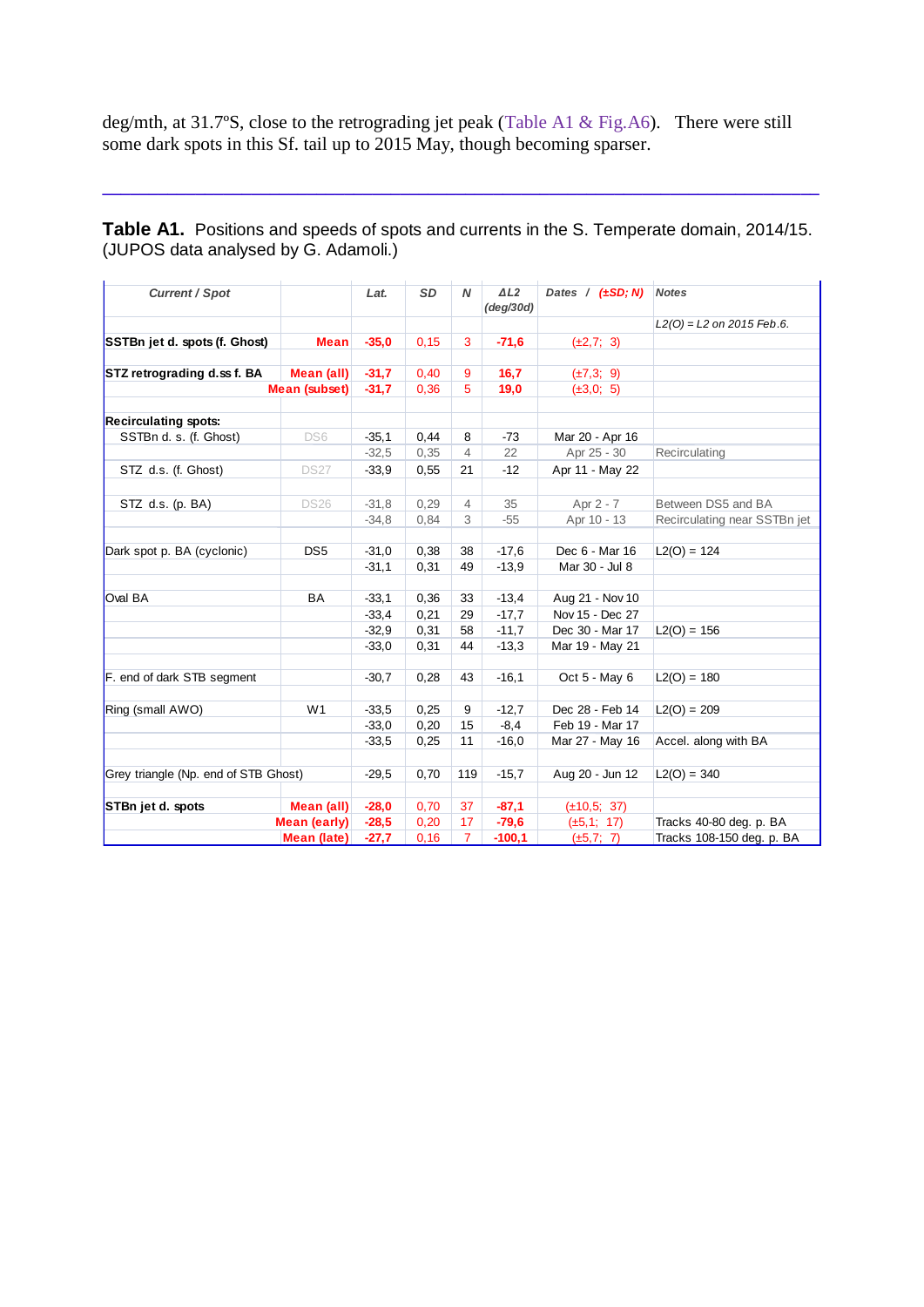deg/mth, at 31.7ºS, close to the retrograding jet peak (Table A1 & Fig.A6). There were still some dark spots in this Sf. tail up to 2015 May, though becoming sparser.

---

**Table A1.** Positions and speeds of spots and currents in the S. Temperate domain, 2014/15. (JUPOS data analysed by G. Adamoli.)

| *Current / Spot* | | *Lat.* | *SD* | *N* | *ΔL2 (deg/30d)* | *Dates / (±SD; N)* | *Notes* |
|---|---|---|---|---|---|---|---|
| | | | | | | | *L2(O) = L2 on 2015 Feb.6.* |
| **SSTBn jet d. spots (f. Ghost)** | **Mean** | **-35,0** | 0,15 | 3 | **-71,6** | (±2,7; 3) | |
| **STZ retrograding d.ss f. BA** | **Mean (all)** | **-31,7** | 0,40 | 9 | **16,7** | (±7,3; 9) | |
| | **Mean (subset)** | **-31,7** | 0,36 | 5 | **19,0** | (±3,0; 5) | |
| **Recirculating spots:** | | | | | | | |
| SSTBn d. s. (f. Ghost) | DS6 | -35,1 | 0,44 | 8 | -73 | Mar 20 - Apr 16 | |
| | | -32,5 | 0,35 | 4 | 22 | Apr 25 - 30 | Recirculating |
| STZ d.s. (f. Ghost) | DS27 | -33,9 | 0,55 | 21 | -12 | Apr 11 - May 22 | |
| STZ d.s. (p. BA) | DS26 | -31,8 | 0,29 | 4 | 35 | Apr 2 - 7 | Between DS5 and BA |
| | | -34,8 | 0,84 | 3 | -55 | Apr 10 - 13 | Recirculating near SSTBn jet |
| Dark spot p. BA (cyclonic) | DS5 | -31,0 | 0,38 | 38 | -17,6 | Dec 6 - Mar 16 | L2(O) = 124 |
| | | -31,1 | 0,31 | 49 | -13,9 | Mar 30 - Jul 8 | |
| Oval BA | BA | -33,1 | 0,36 | 33 | -13,4 | Aug 21 - Nov 10 | |
| | | -33,4 | 0,21 | 29 | -17,7 | Nov 15 - Dec 27 | |
| | | -32,9 | 0,31 | 58 | -11,7 | Dec 30 - Mar 17 | L2(O) = 156 |
| | | -33,0 | 0,31 | 44 | -13,3 | Mar 19 - May 21 | |
| F. end of dark STB segment | | -30,7 | 0,28 | 43 | -16,1 | Oct 5 - May 6 | L2(O) = 180 |
| Ring (small AWO) | W1 | -33,5 | 0,25 | 9 | -12,7 | Dec 28 - Feb 14 | L2(O) = 209 |
| | | -33,0 | 0,20 | 15 | -8,4 | Feb 19 - Mar 17 | |
| | | -33,5 | 0,25 | 11 | -16,0 | Mar 27 - May 16 | Accel. along with BA |
| Grey triangle (Np. end of STB Ghost) | | -29,5 | 0,70 | 119 | -15,7 | Aug 20 - Jun 12 | L2(O) = 340 |
| **STBn jet d. spots** | **Mean (all)** | **-28,0** | 0,70 | 37 | **-87,1** | (±10,5; 37) | |
| | **Mean (early)** | **-28,5** | 0,20 | 17 | **-79,6** | (±5,1; 17) | Tracks 40-80 deg. p. BA |
| | **Mean (late)** | **-27,7** | 0,16 | 7 | **-100,1** | (±5,7; 7) | Tracks 108-150 deg. p. BA |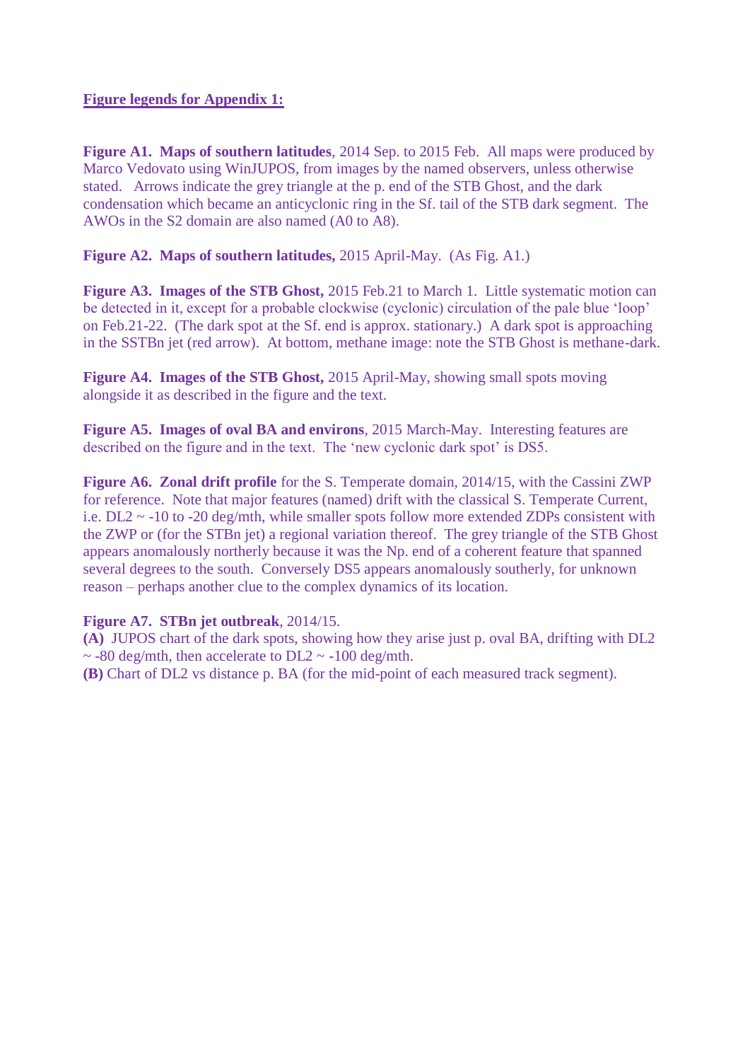**Figure legends for Appendix 1:**

**Figure A1. Maps of southern latitudes**, 2014 Sep. to 2015 Feb. All maps were produced by Marco Vedovato using WinJUPOS, from images by the named observers, unless otherwise stated. Arrows indicate the grey triangle at the p. end of the STB Ghost, and the dark condensation which became an anticyclonic ring in the Sf. tail of the STB dark segment. The AWOs in the S2 domain are also named (A0 to A8).

**Figure A2. Maps of southern latitudes,** 2015 April-May. (As Fig. A1.)

**Figure A3. Images of the STB Ghost,** 2015 Feb.21 to March 1. Little systematic motion can be detected in it, except for a probable clockwise (cyclonic) circulation of the pale blue 'loop' on Feb.21-22. (The dark spot at the Sf. end is approx. stationary.) A dark spot is approaching in the SSTBn jet (red arrow). At bottom, methane image: note the STB Ghost is methane-dark.

**Figure A4. Images of the STB Ghost,** 2015 April-May, showing small spots moving alongside it as described in the figure and the text.

**Figure A5. Images of oval BA and environs**, 2015 March-May. Interesting features are described on the figure and in the text. The 'new cyclonic dark spot' is DS5.

**Figure A6. Zonal drift profile** for the S. Temperate domain, 2014/15, with the Cassini ZWP for reference. Note that major features (named) drift with the classical S. Temperate Current, i.e. DL2 ~ -10 to -20 deg/mth, while smaller spots follow more extended ZDPs consistent with the ZWP or (for the STBn jet) a regional variation thereof. The grey triangle of the STB Ghost appears anomalously northerly because it was the Np. end of a coherent feature that spanned several degrees to the south. Conversely DS5 appears anomalously southerly, for unknown reason – perhaps another clue to the complex dynamics of its location.

**Figure A7. STBn jet outbreak**, 2014/15.
**(A)** JUPOS chart of the dark spots, showing how they arise just p. oval BA, drifting with DL2 ~ -80 deg/mth, then accelerate to DL2 ~ -100 deg/mth.
**(B)** Chart of DL2 vs distance p. BA (for the mid-point of each measured track segment).